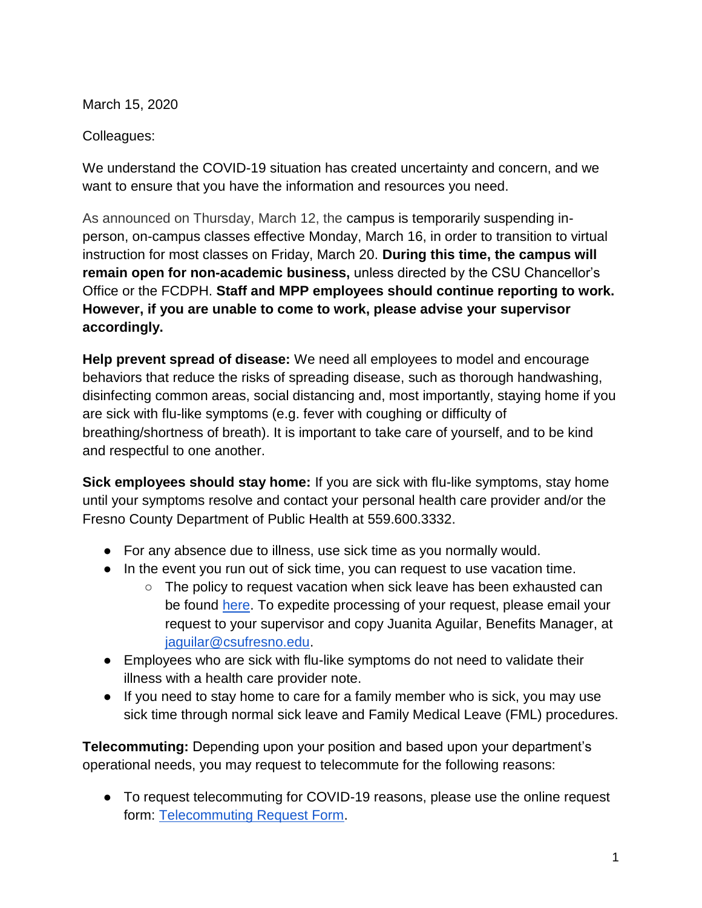March 15, 2020

Colleagues:

We understand the COVID-19 situation has created uncertainty and concern, and we want to ensure that you have the information and resources you need.

As announced on Thursday, March 12, the campus is temporarily suspending in-person, on-campus classes effective Monday, March 16, in order to transition to virtual instruction for most classes on Friday, March 20. **During this time, the campus will remain open for non-academic business,** unless directed by the CSU Chancellor's Office or the FCDPH. **Staff and MPP employees should continue reporting to work. However, if you are unable to come to work, please advise your supervisor accordingly.**

**Help prevent spread of disease:** We need all employees to model and encourage behaviors that reduce the risks of spreading disease, such as thorough handwashing, disinfecting common areas, social distancing and, most importantly, staying home if you are sick with flu-like symptoms (e.g. fever with coughing or difficulty of breathing/shortness of breath). It is important to take care of yourself, and to be kind and respectful to one another.

**Sick employees should stay home:** If you are sick with flu-like symptoms, stay home until your symptoms resolve and contact your personal health care provider and/or the Fresno County Department of Public Health at 559.600.3332.

- For any absence due to illness, use sick time as you normally would.
- In the event you run out of sick time, you can request to use vacation time.
    - The policy to request vacation when sick leave has been exhausted can be found here. To expedite processing of your request, please email your request to your supervisor and copy Juanita Aguilar, Benefits Manager, at jaguilar@csufresno.edu.
- Employees who are sick with flu-like symptoms do not need to validate their illness with a health care provider note.
- If you need to stay home to care for a family member who is sick, you may use sick time through normal sick leave and Family Medical Leave (FML) procedures.

**Telecommuting:** Depending upon your position and based upon your department's operational needs, you may request to telecommute for the following reasons:

- To request telecommuting for COVID-19 reasons, please use the online request form: Telecommuting Request Form.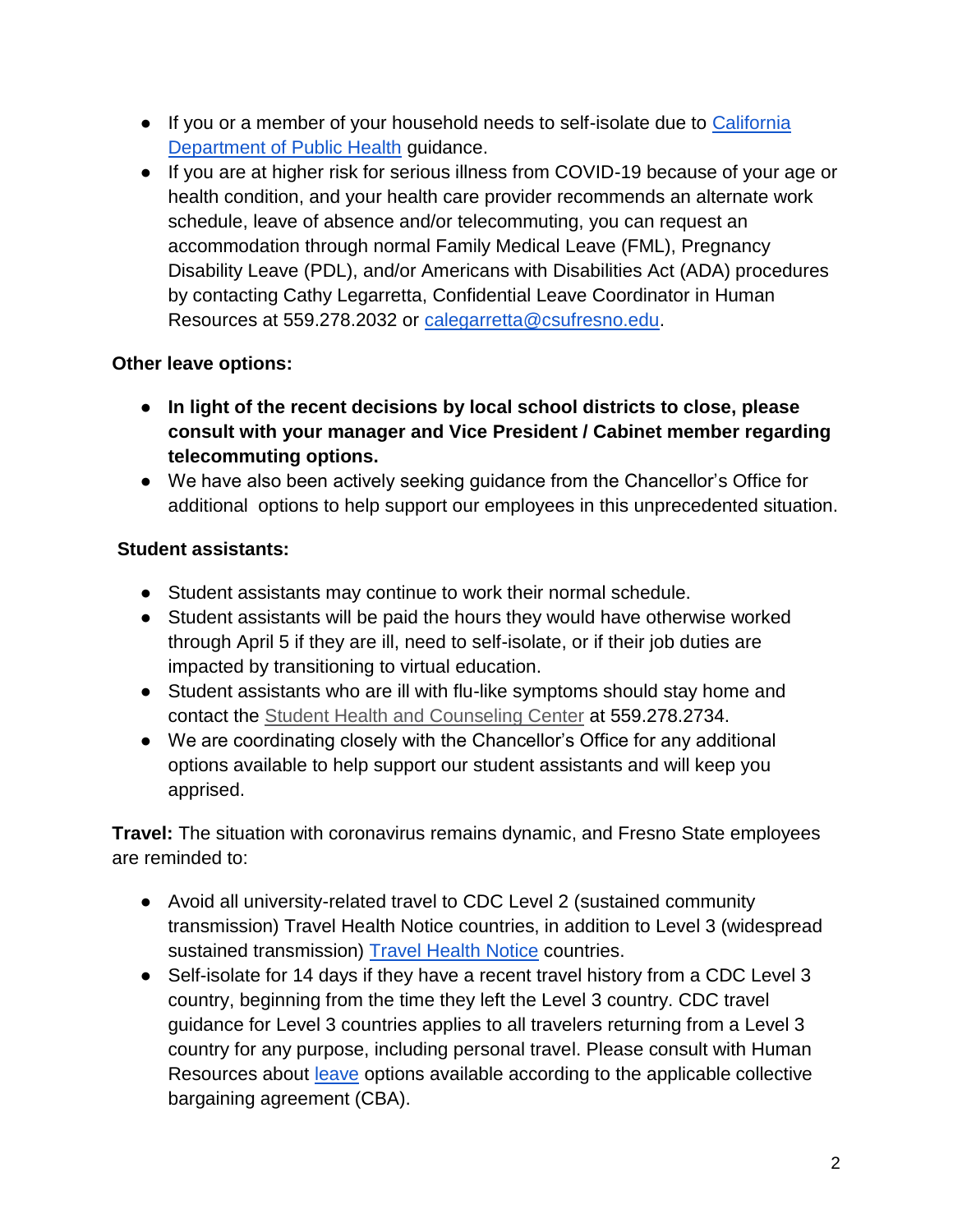- If you or a member of your household needs to self-isolate due to California Department of Public Health guidance.
- If you are at higher risk for serious illness from COVID-19 because of your age or health condition, and your health care provider recommends an alternate work schedule, leave of absence and/or telecommuting, you can request an accommodation through normal Family Medical Leave (FML), Pregnancy Disability Leave (PDL), and/or Americans with Disabilities Act (ADA) procedures by contacting Cathy Legarretta, Confidential Leave Coordinator in Human Resources at 559.278.2032 or calegarretta@csufresno.edu.

**Other leave options:**

- **In light of the recent decisions by local school districts to close, please consult with your manager and Vice President / Cabinet member regarding telecommuting options.**
- We have also been actively seeking guidance from the Chancellor's Office for additional options to help support our employees in this unprecedented situation.

**Student assistants:**

- Student assistants may continue to work their normal schedule.
- Student assistants will be paid the hours they would have otherwise worked through April 5 if they are ill, need to self-isolate, or if their job duties are impacted by transitioning to virtual education.
- Student assistants who are ill with flu-like symptoms should stay home and contact the Student Health and Counseling Center at 559.278.2734.
- We are coordinating closely with the Chancellor's Office for any additional options available to help support our student assistants and will keep you apprised.

**Travel:** The situation with coronavirus remains dynamic, and Fresno State employees are reminded to:

- Avoid all university-related travel to CDC Level 2 (sustained community transmission) Travel Health Notice countries, in addition to Level 3 (widespread sustained transmission) Travel Health Notice countries.
- Self-isolate for 14 days if they have a recent travel history from a CDC Level 3 country, beginning from the time they left the Level 3 country. CDC travel guidance for Level 3 countries applies to all travelers returning from a Level 3 country for any purpose, including personal travel. Please consult with Human Resources about leave options available according to the applicable collective bargaining agreement (CBA).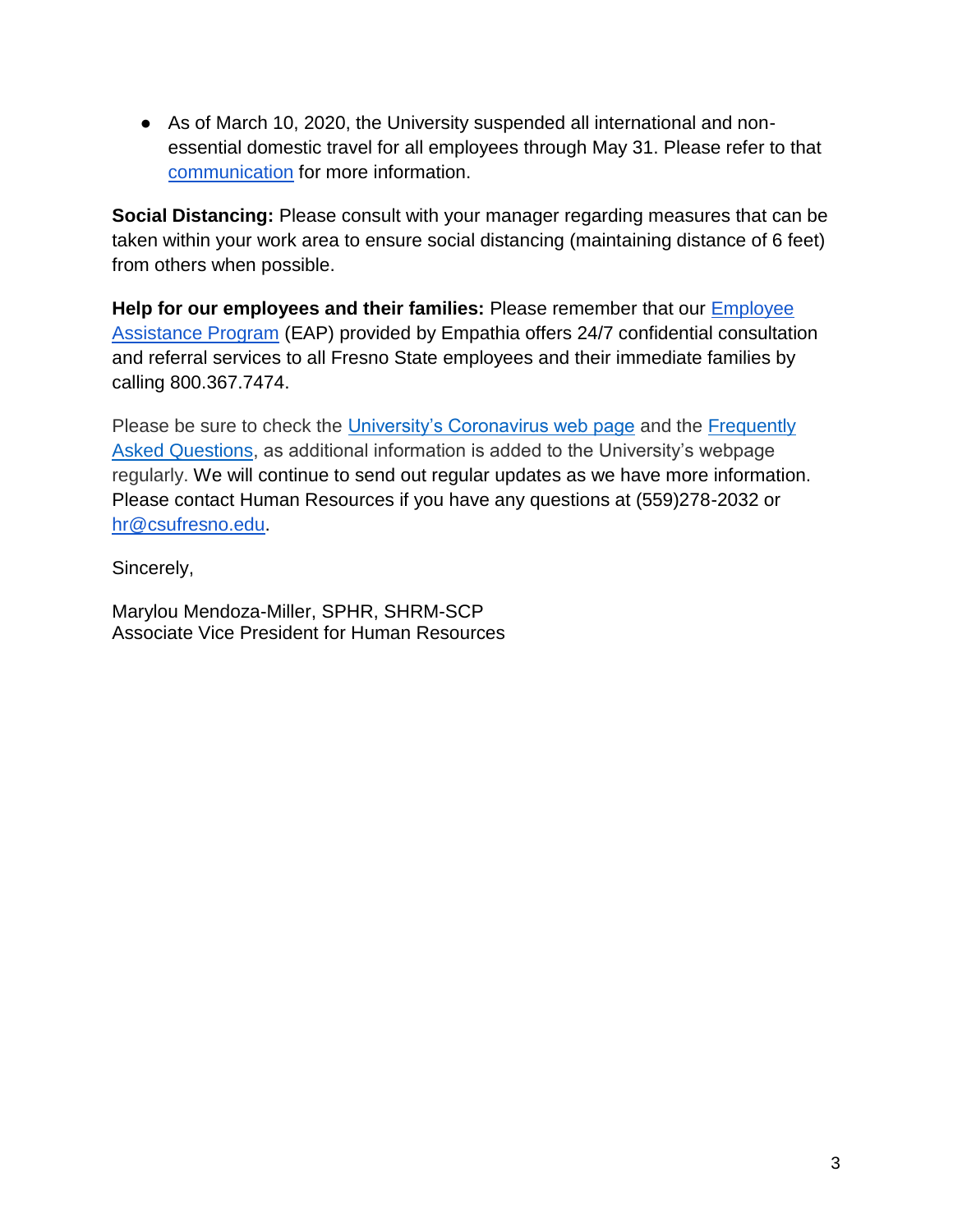- As of March 10, 2020, the University suspended all international and non-essential domestic travel for all employees through May 31. Please refer to that communication for more information.

**Social Distancing:** Please consult with your manager regarding measures that can be taken within your work area to ensure social distancing (maintaining distance of 6 feet) from others when possible.

**Help for our employees and their families:** Please remember that our Employee Assistance Program (EAP) provided by Empathia offers 24/7 confidential consultation and referral services to all Fresno State employees and their immediate families by calling 800.367.7474.

Please be sure to check the University's Coronavirus web page and the Frequently Asked Questions, as additional information is added to the University's webpage regularly. We will continue to send out regular updates as we have more information. Please contact Human Resources if you have any questions at (559)278-2032 or hr@csufresno.edu.

Sincerely,

Marylou Mendoza-Miller, SPHR, SHRM-SCP
Associate Vice President for Human Resources